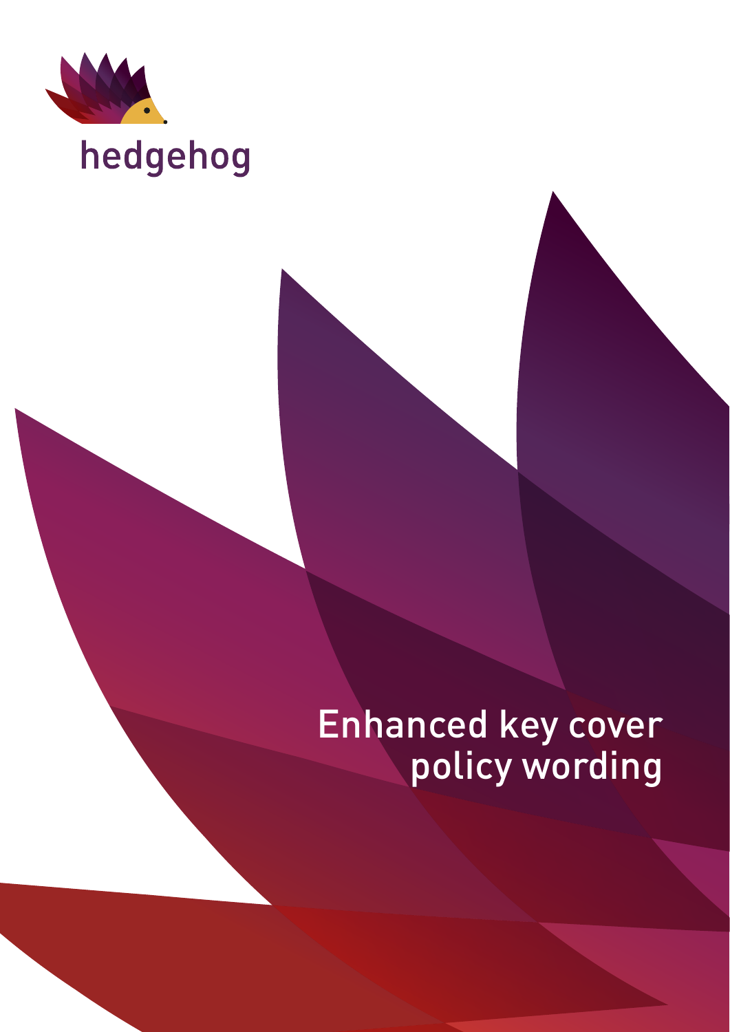hedgehog

# Enhanced key cover policy wording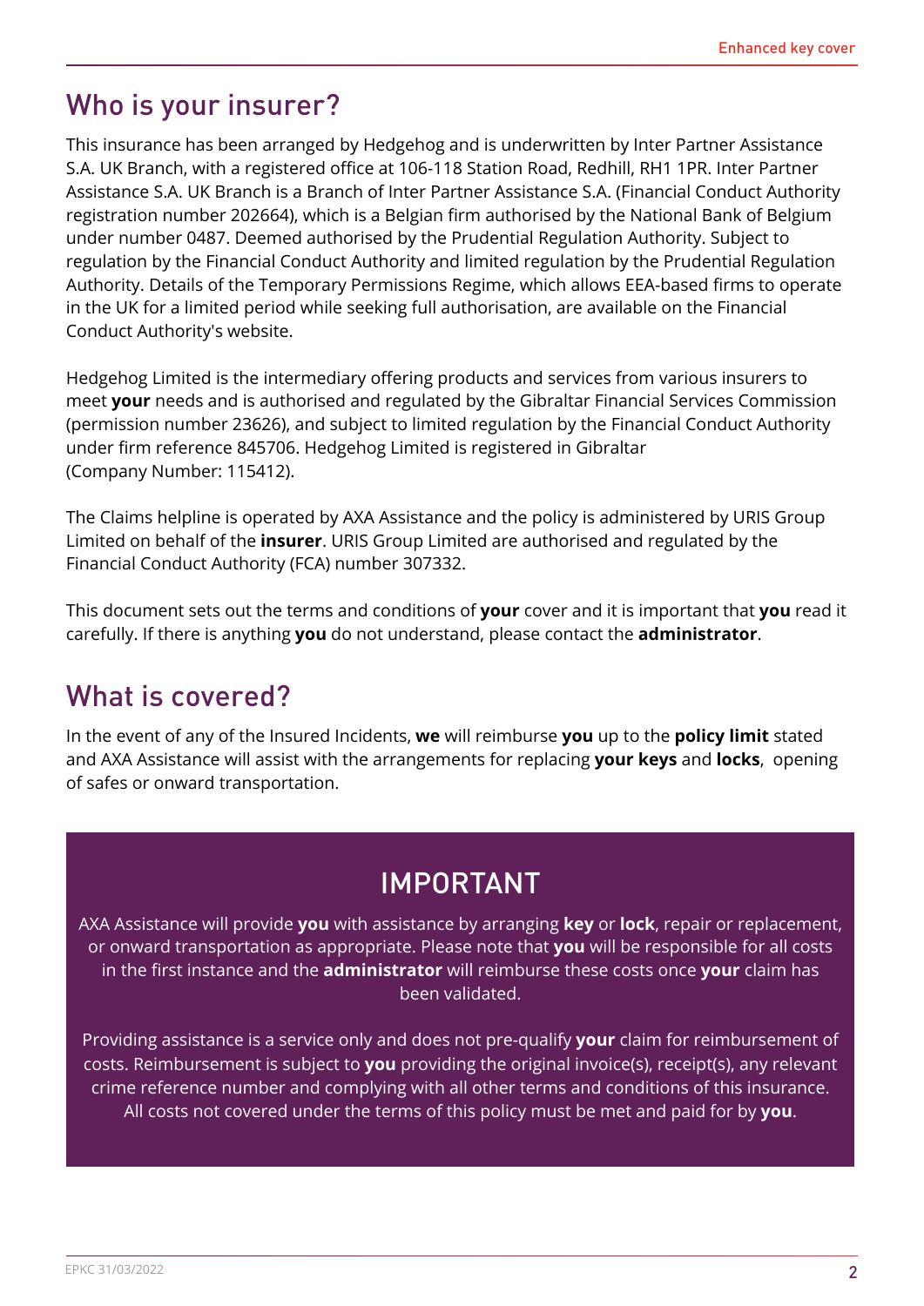## Who is your insurer?

This insurance has been arranged by Hedgehog and is underwritten by Inter Partner Assistance S.A. UK Branch, with a registered office at 106-118 Station Road, Redhill, RH1 1PR. Inter Partner Assistance S.A. UK Branch is a Branch of Inter Partner Assistance S.A. (Financial Conduct Authority registration number 202664), which is a Belgian firm authorised by the National Bank of Belgium under number 0487. Deemed authorised by the Prudential Regulation Authority. Subject to regulation by the Financial Conduct Authority and limited regulation by the Prudential Regulation Authority. Details of the Temporary Permissions Regime, which allows EEA-based firms to operate in the UK for a limited period while seeking full authorisation, are available on the Financial Conduct Authority's website.

Hedgehog Limited is the intermediary offering products and services from various insurers to meet **your** needs and is authorised and regulated by the Gibraltar Financial Services Commission (permission number 23626), and subject to limited regulation by the Financial Conduct Authority under firm reference 845706. Hedgehog Limited is registered in Gibraltar (Company Number: 115412).

The Claims helpline is operated by AXA Assistance and the policy is administered by URIS Group Limited on behalf of the **insurer**. URIS Group Limited are authorised and regulated by the Financial Conduct Authority (FCA) number 307332.

This document sets out the terms and conditions of **your** cover and it is important that **you** read it carefully. If there is anything **you** do not understand, please contact the **administrator**.

## What is covered?

In the event of any of the Insured Incidents, **we** will reimburse **you** up to the **policy limit** stated and AXA Assistance will assist with the arrangements for replacing **your keys** and **locks**, opening of safes or onward transportation.

### IMPORTANT

AXA Assistance will provide **you** with assistance by arranging **key** or **lock**, repair or replacement, or onward transportation as appropriate. Please note that **you** will be responsible for all costs in the first instance and the **administrator** will reimburse these costs once **your** claim has been validated.

Providing assistance is a service only and does not pre-qualify **your** claim for reimbursement of costs. Reimbursement is subject to **you** providing the original invoice(s), receipt(s), any relevant crime reference number and complying with all other terms and conditions of this insurance. All costs not covered under the terms of this policy must be met and paid for by **you**.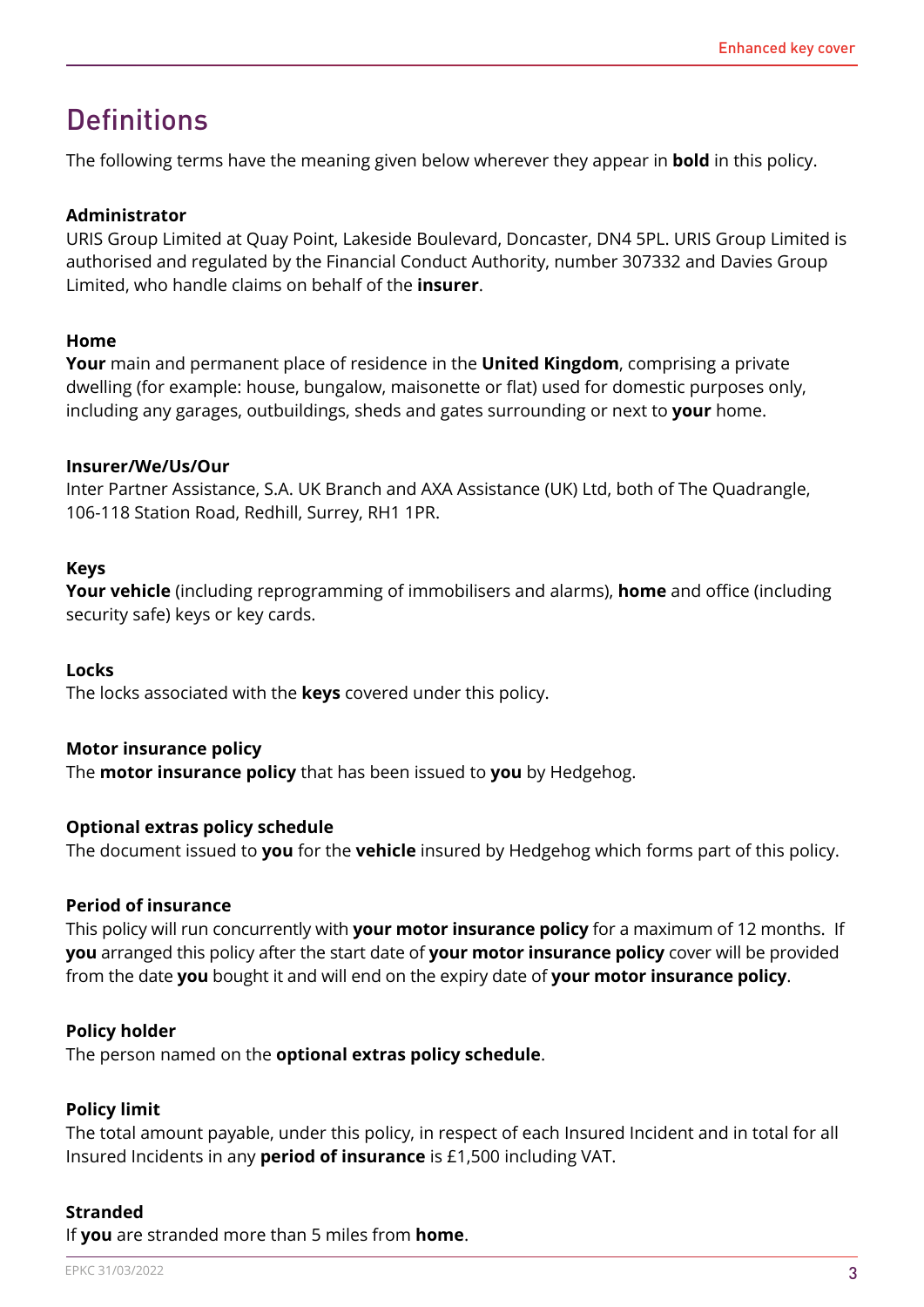# Definitions

The following terms have the meaning given below wherever they appear in **bold** in this policy.

**Administrator**
URIS Group Limited at Quay Point, Lakeside Boulevard, Doncaster, DN4 5PL. URIS Group Limited is authorised and regulated by the Financial Conduct Authority, number 307332 and Davies Group Limited, who handle claims on behalf of the **insurer**.

**Home**
**Your** main and permanent place of residence in the **United Kingdom**, comprising a private dwelling (for example: house, bungalow, maisonette or flat) used for domestic purposes only, including any garages, outbuildings, sheds and gates surrounding or next to **your** home.

**Insurer/We/Us/Our**
Inter Partner Assistance, S.A. UK Branch and AXA Assistance (UK) Ltd, both of The Quadrangle, 106-118 Station Road, Redhill, Surrey, RH1 1PR.

**Keys**
**Your vehicle** (including reprogramming of immobilisers and alarms), **home** and office (including security safe) keys or key cards.

**Locks**
The locks associated with the **keys** covered under this policy.

**Motor insurance policy**
The **motor insurance policy** that has been issued to **you** by Hedgehog.

**Optional extras policy schedule**
The document issued to **you** for the **vehicle** insured by Hedgehog which forms part of this policy.

**Period of insurance**
This policy will run concurrently with **your motor insurance policy** for a maximum of 12 months. If **you** arranged this policy after the start date of **your motor insurance policy** cover will be provided from the date **you** bought it and will end on the expiry date of **your motor insurance policy**.

**Policy holder**
The person named on the **optional extras policy schedule**.

**Policy limit**
The total amount payable, under this policy, in respect of each Insured Incident and in total for all Insured Incidents in any **period of insurance** is £1,500 including VAT.

**Stranded**
If **you** are stranded more than 5 miles from **home**.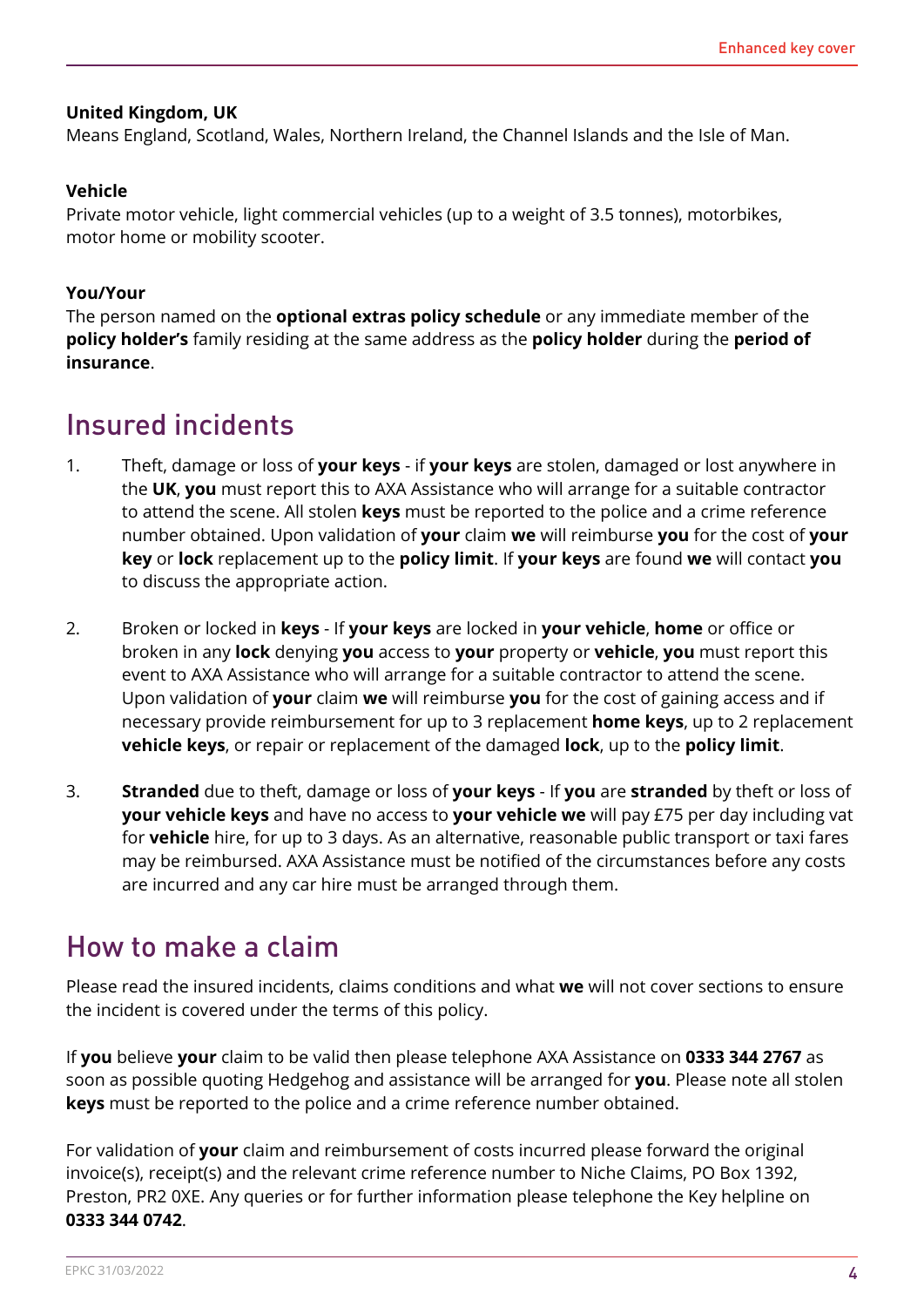**United Kingdom, UK**
Means England, Scotland, Wales, Northern Ireland, the Channel Islands and the Isle of Man.

**Vehicle**
Private motor vehicle, light commercial vehicles (up to a weight of 3.5 tonnes), motorbikes, motor home or mobility scooter.

**You/Your**
The person named on the **optional extras policy schedule** or any immediate member of the **policy holder's** family residing at the same address as the **policy holder** during the **period of insurance**.

## Insured incidents

1. Theft, damage or loss of **your keys** - if **your keys** are stolen, damaged or lost anywhere in the **UK**, **you** must report this to AXA Assistance who will arrange for a suitable contractor to attend the scene. All stolen **keys** must be reported to the police and a crime reference number obtained. Upon validation of **your** claim **we** will reimburse **you** for the cost of **your key** or **lock** replacement up to the **policy limit**. If **your keys** are found **we** will contact **you** to discuss the appropriate action.

2. Broken or locked in **keys** - If **your keys** are locked in **your vehicle**, **home** or office or broken in any **lock** denying **you** access to **your** property or **vehicle**, **you** must report this event to AXA Assistance who will arrange for a suitable contractor to attend the scene. Upon validation of **your** claim **we** will reimburse **you** for the cost of gaining access and if necessary provide reimbursement for up to 3 replacement **home keys**, up to 2 replacement **vehicle keys**, or repair or replacement of the damaged **lock**, up to the **policy limit**.

3. **Stranded** due to theft, damage or loss of **your keys** - If **you** are **stranded** by theft or loss of **your vehicle keys** and have no access to **your vehicle we** will pay £75 per day including vat for **vehicle** hire, for up to 3 days. As an alternative, reasonable public transport or taxi fares may be reimbursed. AXA Assistance must be notified of the circumstances before any costs are incurred and any car hire must be arranged through them.

## How to make a claim

Please read the insured incidents, claims conditions and what **we** will not cover sections to ensure the incident is covered under the terms of this policy.

If **you** believe **your** claim to be valid then please telephone AXA Assistance on **0333 344 2767** as soon as possible quoting Hedgehog and assistance will be arranged for **you**. Please note all stolen **keys** must be reported to the police and a crime reference number obtained.

For validation of **your** claim and reimbursement of costs incurred please forward the original invoice(s), receipt(s) and the relevant crime reference number to Niche Claims, PO Box 1392, Preston, PR2 0XE. Any queries or for further information please telephone the Key helpline on **0333 344 0742**.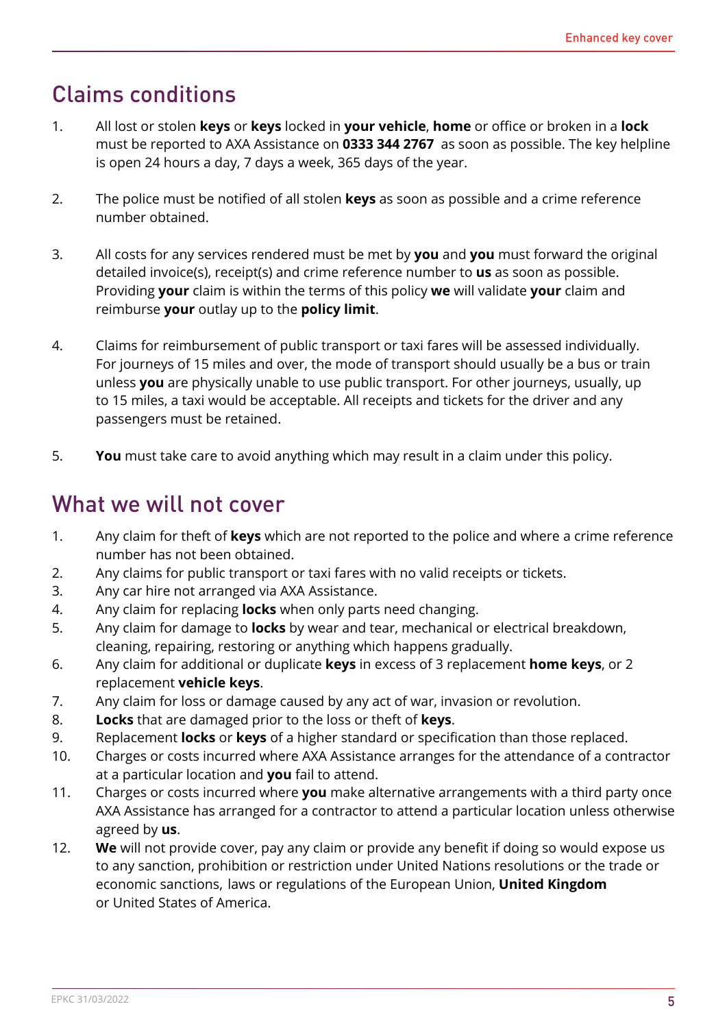## Claims conditions

1. All lost or stolen **keys** or **keys** locked in **your vehicle**, **home** or office or broken in a **lock** must be reported to AXA Assistance on **0333 344 2767** as soon as possible. The key helpline is open 24 hours a day, 7 days a week, 365 days of the year.

2. The police must be notified of all stolen **keys** as soon as possible and a crime reference number obtained.

3. All costs for any services rendered must be met by **you** and **you** must forward the original detailed invoice(s), receipt(s) and crime reference number to **us** as soon as possible. Providing **your** claim is within the terms of this policy **we** will validate **your** claim and reimburse **your** outlay up to the **policy limit**.

4. Claims for reimbursement of public transport or taxi fares will be assessed individually. For journeys of 15 miles and over, the mode of transport should usually be a bus or train unless **you** are physically unable to use public transport. For other journeys, usually, up to 15 miles, a taxi would be acceptable. All receipts and tickets for the driver and any passengers must be retained.

5. **You** must take care to avoid anything which may result in a claim under this policy.

## What we will not cover

1. Any claim for theft of **keys** which are not reported to the police and where a crime reference number has not been obtained.
2. Any claims for public transport or taxi fares with no valid receipts or tickets.
3. Any car hire not arranged via AXA Assistance.
4. Any claim for replacing **locks** when only parts need changing.
5. Any claim for damage to **locks** by wear and tear, mechanical or electrical breakdown, cleaning, repairing, restoring or anything which happens gradually.
6. Any claim for additional or duplicate **keys** in excess of 3 replacement **home keys**, or 2 replacement **vehicle keys**.
7. Any claim for loss or damage caused by any act of war, invasion or revolution.
8. **Locks** that are damaged prior to the loss or theft of **keys**.
9. Replacement **locks** or **keys** of a higher standard or specification than those replaced.
10. Charges or costs incurred where AXA Assistance arranges for the attendance of a contractor at a particular location and **you** fail to attend.
11. Charges or costs incurred where **you** make alternative arrangements with a third party once AXA Assistance has arranged for a contractor to attend a particular location unless otherwise agreed by **us**.
12. **We** will not provide cover, pay any claim or provide any benefit if doing so would expose us to any sanction, prohibition or restriction under United Nations resolutions or the trade or economic sanctions, laws or regulations of the European Union, **United Kingdom** or United States of America.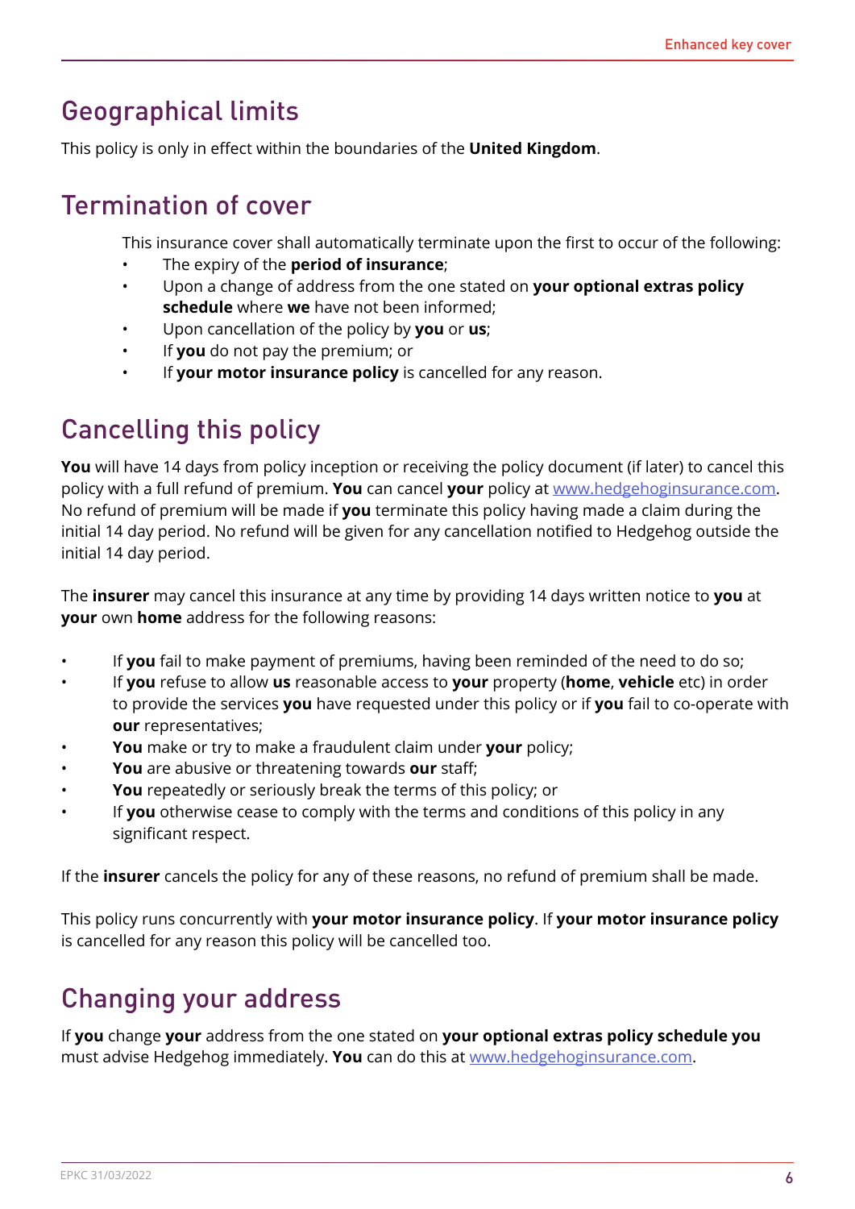## Geographical limits

This policy is only in effect within the boundaries of the **United Kingdom**.

## Termination of cover

This insurance cover shall automatically terminate upon the first to occur of the following:

- The expiry of the **period of insurance**;
- Upon a change of address from the one stated on **your optional extras policy schedule** where **we** have not been informed;
- Upon cancellation of the policy by **you** or **us**;
- If **you** do not pay the premium; or
- If **your motor insurance policy** is cancelled for any reason.

## Cancelling this policy

**You** will have 14 days from policy inception or receiving the policy document (if later) to cancel this policy with a full refund of premium. **You** can cancel **your** policy at www.hedgehoginsurance.com. No refund of premium will be made if **you** terminate this policy having made a claim during the initial 14 day period. No refund will be given for any cancellation notified to Hedgehog outside the initial 14 day period.

The **insurer** may cancel this insurance at any time by providing 14 days written notice to **you** at **your** own **home** address for the following reasons:

- If **you** fail to make payment of premiums, having been reminded of the need to do so;
- If **you** refuse to allow **us** reasonable access to **your** property (**home**, **vehicle** etc) in order to provide the services **you** have requested under this policy or if **you** fail to co-operate with **our** representatives;
- **You** make or try to make a fraudulent claim under **your** policy;
- **You** are abusive or threatening towards **our** staff;
- **You** repeatedly or seriously break the terms of this policy; or
- If **you** otherwise cease to comply with the terms and conditions of this policy in any significant respect.

If the **insurer** cancels the policy for any of these reasons, no refund of premium shall be made.

This policy runs concurrently with **your motor insurance policy**. If **your motor insurance policy** is cancelled for any reason this policy will be cancelled too.

## Changing your address

If **you** change **your** address from the one stated on **your optional extras policy schedule you** must advise Hedgehog immediately. **You** can do this at www.hedgehoginsurance.com.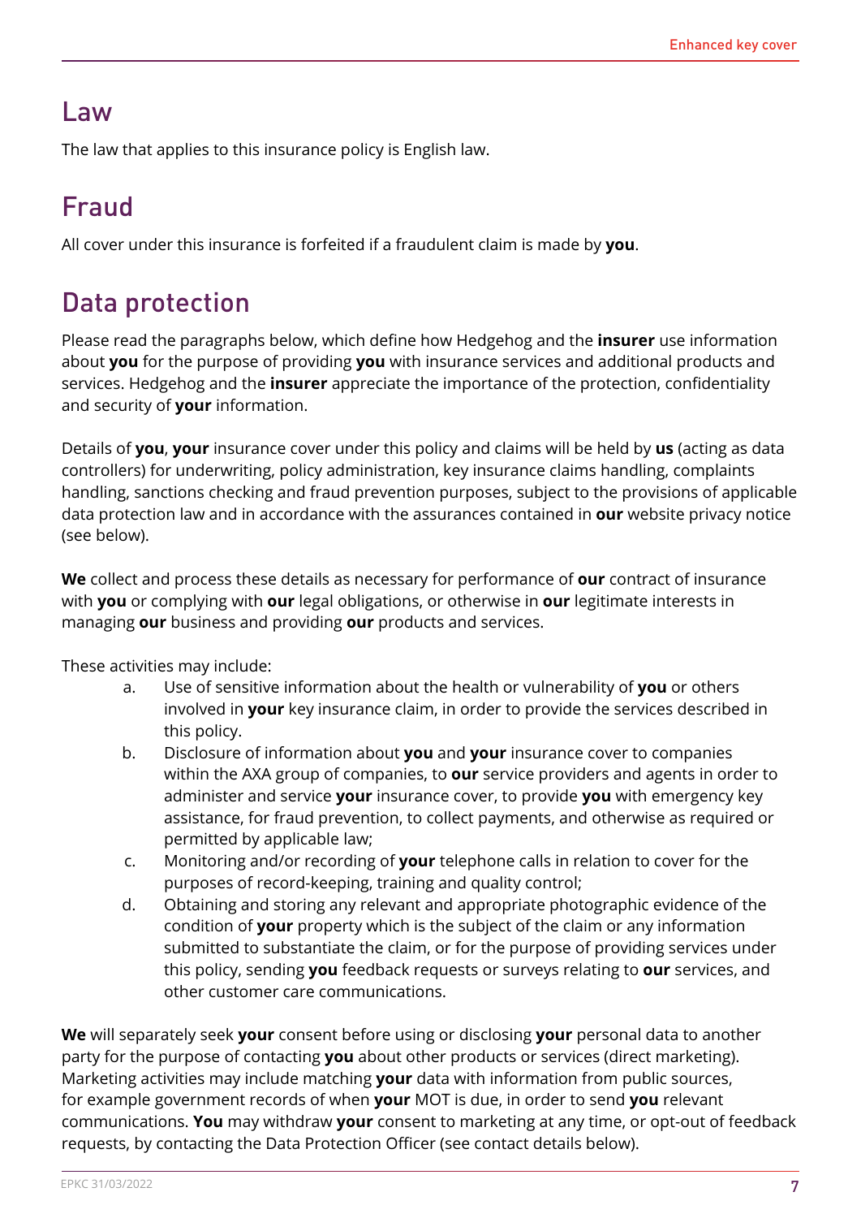## Law

The law that applies to this insurance policy is English law.

## Fraud

All cover under this insurance is forfeited if a fraudulent claim is made by **you**.

## Data protection

Please read the paragraphs below, which define how Hedgehog and the **insurer** use information about **you** for the purpose of providing **you** with insurance services and additional products and services. Hedgehog and the **insurer** appreciate the importance of the protection, confidentiality and security of **your** information.

Details of **you**, **your** insurance cover under this policy and claims will be held by **us** (acting as data controllers) for underwriting, policy administration, key insurance claims handling, complaints handling, sanctions checking and fraud prevention purposes, subject to the provisions of applicable data protection law and in accordance with the assurances contained in **our** website privacy notice (see below).

**We** collect and process these details as necessary for performance of **our** contract of insurance with **you** or complying with **our** legal obligations, or otherwise in **our** legitimate interests in managing **our** business and providing **our** products and services.

These activities may include:

a. Use of sensitive information about the health or vulnerability of **you** or others involved in **your** key insurance claim, in order to provide the services described in this policy.

b. Disclosure of information about **you** and **your** insurance cover to companies within the AXA group of companies, to **our** service providers and agents in order to administer and service **your** insurance cover, to provide **you** with emergency key assistance, for fraud prevention, to collect payments, and otherwise as required or permitted by applicable law;

c. Monitoring and/or recording of **your** telephone calls in relation to cover for the purposes of record-keeping, training and quality control;

d. Obtaining and storing any relevant and appropriate photographic evidence of the condition of **your** property which is the subject of the claim or any information submitted to substantiate the claim, or for the purpose of providing services under this policy, sending **you** feedback requests or surveys relating to **our** services, and other customer care communications.

**We** will separately seek **your** consent before using or disclosing **your** personal data to another party for the purpose of contacting **you** about other products or services (direct marketing). Marketing activities may include matching **your** data with information from public sources, for example government records of when **your** MOT is due, in order to send **you** relevant communications. **You** may withdraw **your** consent to marketing at any time, or opt-out of feedback requests, by contacting the Data Protection Officer (see contact details below).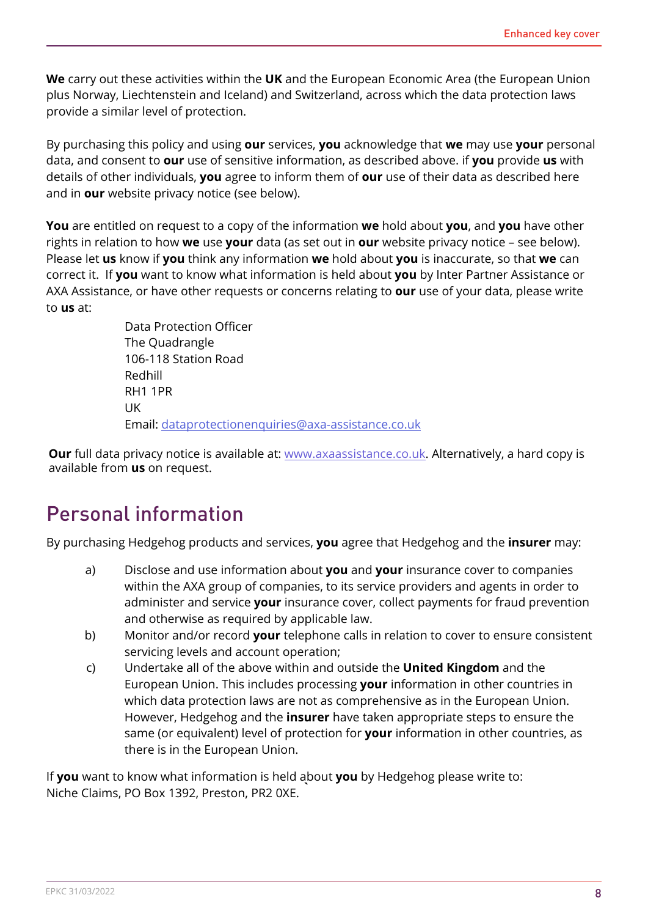**We** carry out these activities within the **UK** and the European Economic Area (the European Union plus Norway, Liechtenstein and Iceland) and Switzerland, across which the data protection laws provide a similar level of protection.

By purchasing this policy and using **our** services, **you** acknowledge that **we** may use **your** personal data, and consent to **our** use of sensitive information, as described above. if **you** provide **us** with details of other individuals, **you** agree to inform them of **our** use of their data as described here and in **our** website privacy notice (see below).

**You** are entitled on request to a copy of the information **we** hold about **you**, and **you** have other rights in relation to how **we** use **your** data (as set out in **our** website privacy notice – see below). Please let **us** know if **you** think any information **we** hold about **you** is inaccurate, so that **we** can correct it. If **you** want to know what information is held about **you** by Inter Partner Assistance or AXA Assistance, or have other requests or concerns relating to **our** use of your data, please write to **us** at:

Data Protection Officer
The Quadrangle
106-118 Station Road
Redhill
RH1 1PR
UK
Email: dataprotectionenquiries@axa-assistance.co.uk

**Our** full data privacy notice is available at: www.axaassistance.co.uk. Alternatively, a hard copy is available from **us** on request.

## Personal information

By purchasing Hedgehog products and services, **you** agree that Hedgehog and the **insurer** may:

a) Disclose and use information about **you** and **your** insurance cover to companies within the AXA group of companies, to its service providers and agents in order to administer and service **your** insurance cover, collect payments for fraud prevention and otherwise as required by applicable law.

b) Monitor and/or record **your** telephone calls in relation to cover to ensure consistent servicing levels and account operation;

c) Undertake all of the above within and outside the **United Kingdom** and the European Union. This includes processing **your** information in other countries in which data protection laws are not as comprehensive as in the European Union. However, Hedgehog and the **insurer** have taken appropriate steps to ensure the same (or equivalent) level of protection for **your** information in other countries, as there is in the European Union.

If **you** want to know what information is held about **you** by Hedgehog please write to:
Niche Claims, PO Box 1392, Preston, PR2 0XE.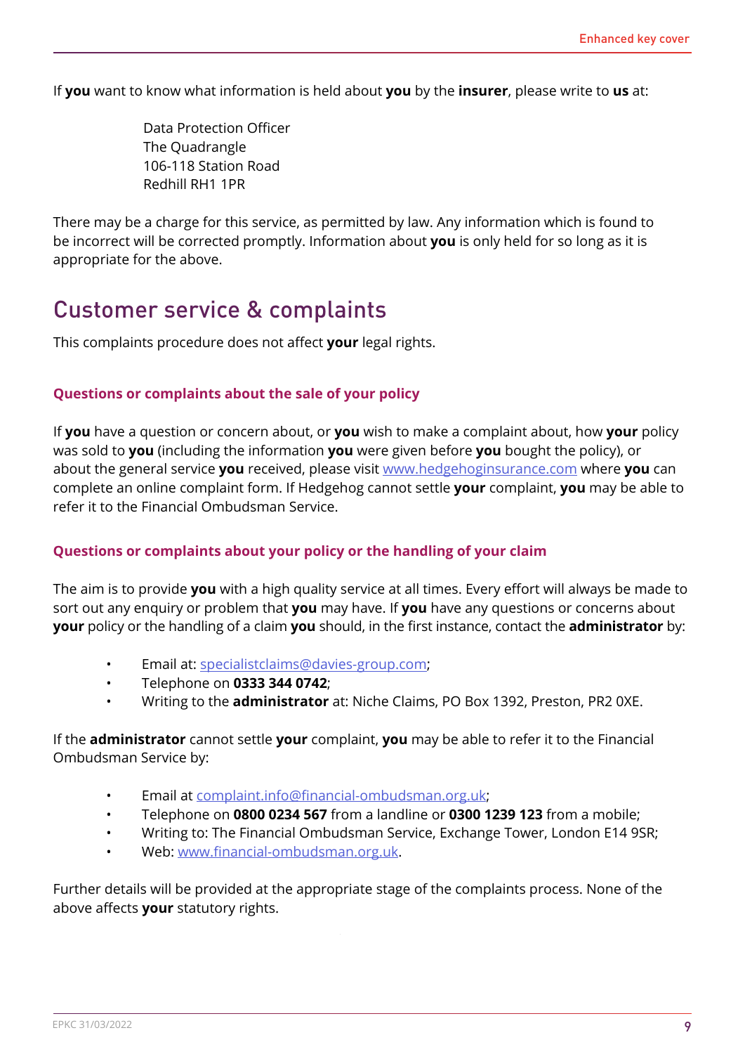If **you** want to know what information is held about **you** by the **insurer**, please write to **us** at:

Data Protection Officer
The Quadrangle
106-118 Station Road
Redhill RH1 1PR

There may be a charge for this service, as permitted by law. Any information which is found to be incorrect will be corrected promptly. Information about **you** is only held for so long as it is appropriate for the above.

# Customer service & complaints

This complaints procedure does not affect **your** legal rights.

### Questions or complaints about the sale of your policy

If **you** have a question or concern about, or **you** wish to make a complaint about, how **your** policy was sold to **you** (including the information **you** were given before **you** bought the policy), or about the general service **you** received, please visit www.hedgehoginsurance.com where **you** can complete an online complaint form. If Hedgehog cannot settle **your** complaint, **you** may be able to refer it to the Financial Ombudsman Service.

### Questions or complaints about your policy or the handling of your claim

The aim is to provide **you** with a high quality service at all times. Every effort will always be made to sort out any enquiry or problem that **you** may have. If **you** have any questions or concerns about **your** policy or the handling of a claim **you** should, in the first instance, contact the **administrator** by:

- Email at: specialistclaims@davies-group.com;
- Telephone on **0333 344 0742**;
- Writing to the **administrator** at: Niche Claims, PO Box 1392, Preston, PR2 0XE.

If the **administrator** cannot settle **your** complaint, **you** may be able to refer it to the Financial Ombudsman Service by:

- Email at complaint.info@financial-ombudsman.org.uk;
- Telephone on **0800 0234 567** from a landline or **0300 1239 123** from a mobile;
- Writing to: The Financial Ombudsman Service, Exchange Tower, London E14 9SR;
- Web: www.financial-ombudsman.org.uk.

Further details will be provided at the appropriate stage of the complaints process. None of the above affects **your** statutory rights.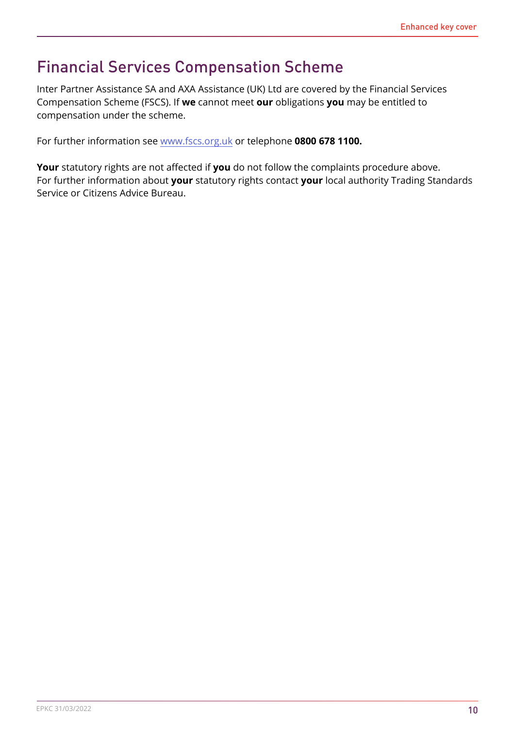# Financial Services Compensation Scheme

Inter Partner Assistance SA and AXA Assistance (UK) Ltd are covered by the Financial Services Compensation Scheme (FSCS). If **we** cannot meet **our** obligations **you** may be entitled to compensation under the scheme.

For further information see www.fscs.org.uk or telephone **0800 678 1100.**

**Your** statutory rights are not affected if **you** do not follow the complaints procedure above. For further information about **your** statutory rights contact **your** local authority Trading Standards Service or Citizens Advice Bureau.